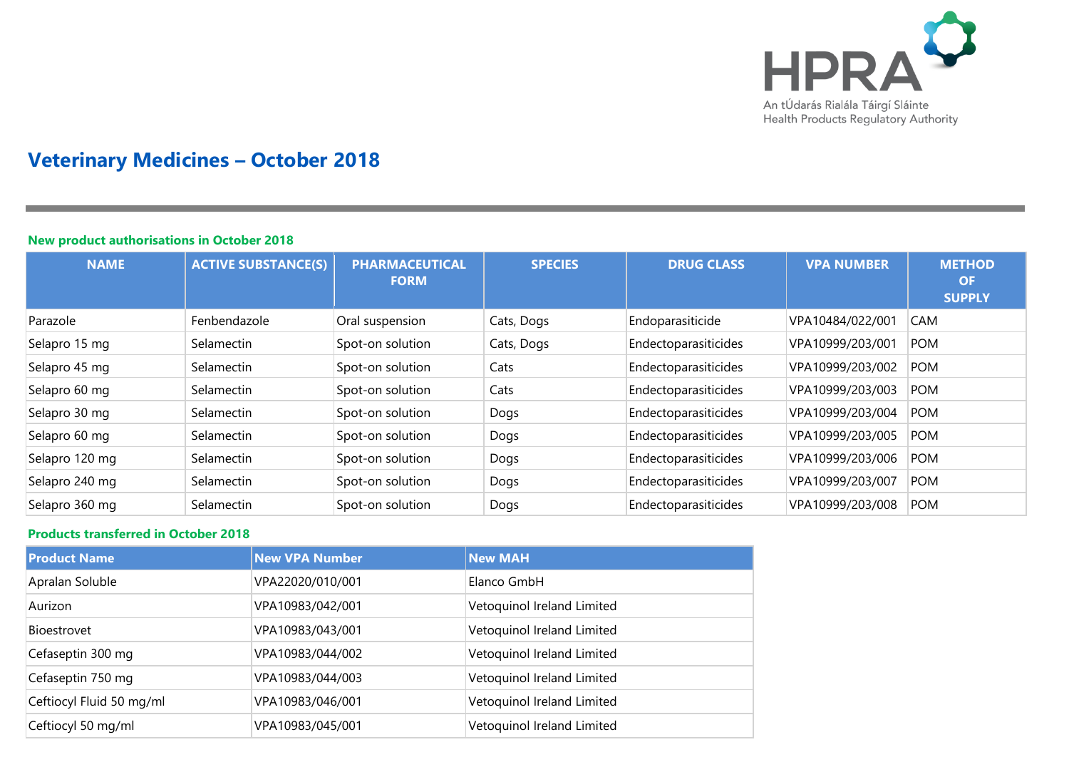HPRA

An tÚdarás Rialála Táirgí Sláinte
Health Products Regulatory Authority

# Veterinary Medicines – October 2018

## New product authorisations in October 2018

| NAME | ACTIVE SUBSTANCE(S) | PHARMACEUTICAL FORM | SPECIES | DRUG CLASS | VPA NUMBER | METHOD OF SUPPLY |
|---|---|---|---|---|---|---|
| Parazole | Fenbendazole | Oral suspension | Cats, Dogs | Endoparasiticide | VPA10484/022/001 | CAM |
| Selapro 15 mg | Selamectin | Spot-on solution | Cats, Dogs | Endectoparasiticides | VPA10999/203/001 | POM |
| Selapro 45 mg | Selamectin | Spot-on solution | Cats | Endectoparasiticides | VPA10999/203/002 | POM |
| Selapro 60 mg | Selamectin | Spot-on solution | Cats | Endectoparasiticides | VPA10999/203/003 | POM |
| Selapro 30 mg | Selamectin | Spot-on solution | Dogs | Endectoparasiticides | VPA10999/203/004 | POM |
| Selapro 60 mg | Selamectin | Spot-on solution | Dogs | Endectoparasiticides | VPA10999/203/005 | POM |
| Selapro 120 mg | Selamectin | Spot-on solution | Dogs | Endectoparasiticides | VPA10999/203/006 | POM |
| Selapro 240 mg | Selamectin | Spot-on solution | Dogs | Endectoparasiticides | VPA10999/203/007 | POM |
| Selapro 360 mg | Selamectin | Spot-on solution | Dogs | Endectoparasiticides | VPA10999/203/008 | POM |

## Products transferred in October 2018

| Product Name | New VPA Number | New MAH |
|---|---|---|
| Apralan Soluble | VPA22020/010/001 | Elanco GmbH |
| Aurizon | VPA10983/042/001 | Vetoquinol Ireland Limited |
| Bioestrovet | VPA10983/043/001 | Vetoquinol Ireland Limited |
| Cefaseptin 300 mg | VPA10983/044/002 | Vetoquinol Ireland Limited |
| Cefaseptin 750 mg | VPA10983/044/003 | Vetoquinol Ireland Limited |
| Ceftiocyl Fluid 50 mg/ml | VPA10983/046/001 | Vetoquinol Ireland Limited |
| Ceftiocyl 50 mg/ml | VPA10983/045/001 | Vetoquinol Ireland Limited |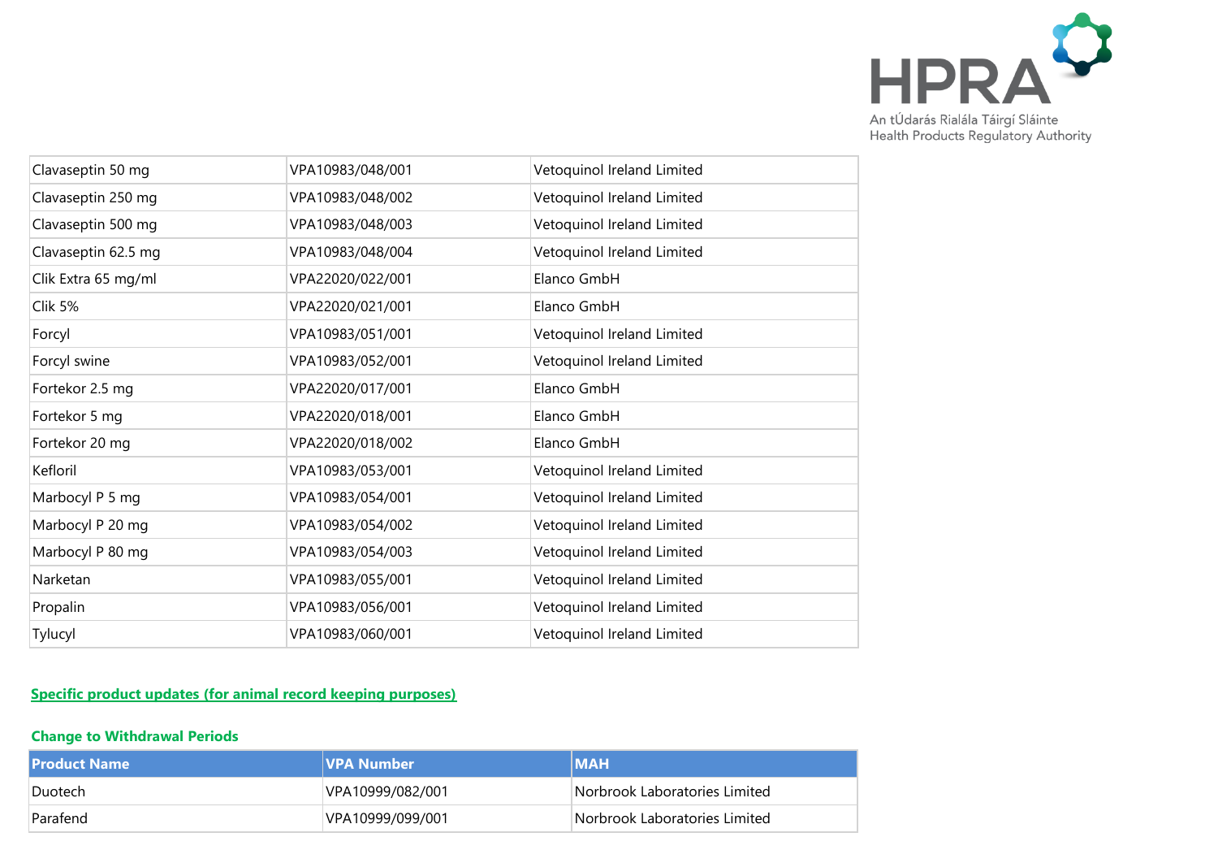| | | |
|---|---|---|
| Clavaseptin 50 mg | VPA10983/048/001 | Vetoquinol Ireland Limited |
| Clavaseptin 250 mg | VPA10983/048/002 | Vetoquinol Ireland Limited |
| Clavaseptin 500 mg | VPA10983/048/003 | Vetoquinol Ireland Limited |
| Clavaseptin 62.5 mg | VPA10983/048/004 | Vetoquinol Ireland Limited |
| Clik Extra 65 mg/ml | VPA22020/022/001 | Elanco GmbH |
| Clik 5% | VPA22020/021/001 | Elanco GmbH |
| Forcyl | VPA10983/051/001 | Vetoquinol Ireland Limited |
| Forcyl swine | VPA10983/052/001 | Vetoquinol Ireland Limited |
| Fortekor 2.5 mg | VPA22020/017/001 | Elanco GmbH |
| Fortekor 5 mg | VPA22020/018/001 | Elanco GmbH |
| Fortekor 20 mg | VPA22020/018/002 | Elanco GmbH |
| Kefloril | VPA10983/053/001 | Vetoquinol Ireland Limited |
| Marbocyl P 5 mg | VPA10983/054/001 | Vetoquinol Ireland Limited |
| Marbocyl P 20 mg | VPA10983/054/002 | Vetoquinol Ireland Limited |
| Marbocyl P 80 mg | VPA10983/054/003 | Vetoquinol Ireland Limited |
| Narketan | VPA10983/055/001 | Vetoquinol Ireland Limited |
| Propalin | VPA10983/056/001 | Vetoquinol Ireland Limited |
| Tylucyl | VPA10983/060/001 | Vetoquinol Ireland Limited |

## Specific product updates (for animal record keeping purposes)

### Change to Withdrawal Periods

| Product Name | VPA Number | MAH |
|---|---|---|
| Duotech | VPA10999/082/001 | Norbrook Laboratories Limited |
| Parafend | VPA10999/099/001 | Norbrook Laboratories Limited |